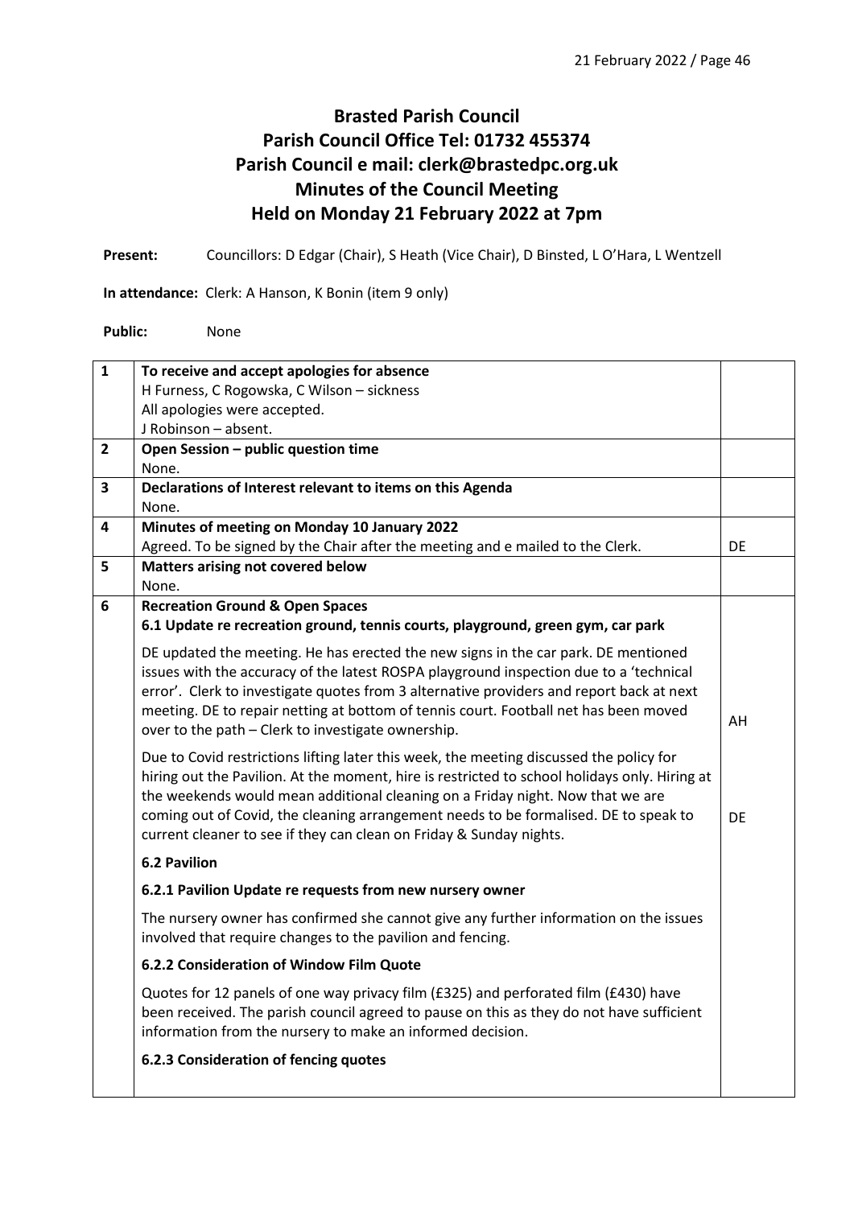# Brasted Parish Council
## Parish Council Office Tel: 01732 455374
## Parish Council e mail: clerk@brastedpc.org.uk
## Minutes of the Council Meeting
## Held on Monday 21 February 2022 at 7pm

**Present:** Councillors: D Edgar (Chair), S Heath (Vice Chair), D Binsted, L O'Hara, L Wentzell

**In attendance:** Clerk: A Hanson, K Bonin (item 9 only)

**Public:** None

| | | |
|---|---|---|
| **1** | **To receive and accept apologies for absence**<br>H Furness, C Rogowska, C Wilson – sickness<br>All apologies were accepted.<br>J Robinson – absent. | |
| **2** | **Open Session – public question time**<br>None. | |
| **3** | **Declarations of Interest relevant to items on this Agenda**<br>None. | |
| **4** | **Minutes of meeting on Monday 10 January 2022**<br>Agreed. To be signed by the Chair after the meeting and e mailed to the Clerk. | DE |
| **5** | **Matters arising not covered below**<br>None. | |
| **6** | **Recreation Ground & Open Spaces**<br>**6.1 Update re recreation ground, tennis courts, playground, green gym, car park**<br><br>DE updated the meeting. He has erected the new signs in the car park. DE mentioned issues with the accuracy of the latest ROSPA playground inspection due to a 'technical error'. Clerk to investigate quotes from 3 alternative providers and report back at next meeting. DE to repair netting at bottom of tennis court. Football net has been moved over to the path – Clerk to investigate ownership. | AH |
| | Due to Covid restrictions lifting later this week, the meeting discussed the policy for hiring out the Pavilion. At the moment, hire is restricted to school holidays only. Hiring at the weekends would mean additional cleaning on a Friday night. Now that we are coming out of Covid, the cleaning arrangement needs to be formalised. DE to speak to current cleaner to see if they can clean on Friday & Sunday nights. | DE |
| | **6.2 Pavilion**<br><br>**6.2.1 Pavilion Update re requests from new nursery owner**<br><br>The nursery owner has confirmed she cannot give any further information on the issues involved that require changes to the pavilion and fencing.<br><br>**6.2.2 Consideration of Window Film Quote**<br><br>Quotes for 12 panels of one way privacy film (£325) and perforated film (£430) have been received. The parish council agreed to pause on this as they do not have sufficient information from the nursery to make an informed decision.<br><br>**6.2.3 Consideration of fencing quotes** | |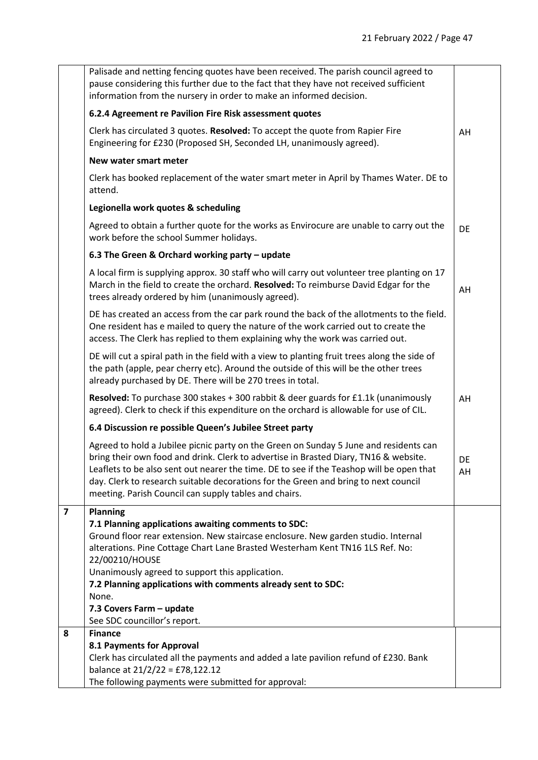| | | |
|---|---|---|
| | Palisade and netting fencing quotes have been received. The parish council agreed to pause considering this further due to the fact that they have not received sufficient information from the nursery in order to make an informed decision. | |
| | **6.2.4 Agreement re Pavilion Fire Risk assessment quotes** | |
| | Clerk has circulated 3 quotes. **Resolved:** To accept the quote from Rapier Fire Engineering for £230 (Proposed SH, Seconded LH, unanimously agreed). | AH |
| | **New water smart meter** | |
| | Clerk has booked replacement of the water smart meter in April by Thames Water. DE to attend. | |
| | **Legionella work quotes & scheduling** | |
| | Agreed to obtain a further quote for the works as Envirocure are unable to carry out the work before the school Summer holidays. | DE |
| | **6.3 The Green & Orchard working party – update** | |
| | A local firm is supplying approx. 30 staff who will carry out volunteer tree planting on 17 March in the field to create the orchard. **Resolved:** To reimburse David Edgar for the trees already ordered by him (unanimously agreed). | AH |
| | DE has created an access from the car park round the back of the allotments to the field. One resident has e mailed to query the nature of the work carried out to create the access. The Clerk has replied to them explaining why the work was carried out. | |
| | DE will cut a spiral path in the field with a view to planting fruit trees along the side of the path (apple, pear cherry etc). Around the outside of this will be the other trees already purchased by DE. There will be 270 trees in total. | |
| | **Resolved:** To purchase 300 stakes + 300 rabbit & deer guards for £1.1k (unanimously agreed). Clerk to check if this expenditure on the orchard is allowable for use of CIL. | AH |
| | **6.4 Discussion re possible Queen's Jubilee Street party** | |
| | Agreed to hold a Jubilee picnic party on the Green on Sunday 5 June and residents can bring their own food and drink. Clerk to advertise in Brasted Diary, TN16 & website. Leaflets to be also sent out nearer the time. DE to see if the Teashop will be open that day. Clerk to research suitable decorations for the Green and bring to next council meeting. Parish Council can supply tables and chairs. | DE<br>AH |
| **7** | **Planning**<br>**7.1 Planning applications awaiting comments to SDC:**<br>Ground floor rear extension. New staircase enclosure. New garden studio. Internal alterations. Pine Cottage Chart Lane Brasted Westerham Kent TN16 1LS Ref. No: 22/00210/HOUSE<br>Unanimously agreed to support this application.<br>**7.2 Planning applications with comments already sent to SDC:**<br>None.<br>**7.3 Covers Farm – update**<br>See SDC councillor's report. | |
| **8** | **Finance**<br>**8.1 Payments for Approval**<br>Clerk has circulated all the payments and added a late pavilion refund of £230. Bank balance at 21/2/22 = £78,122.12<br>The following payments were submitted for approval: | |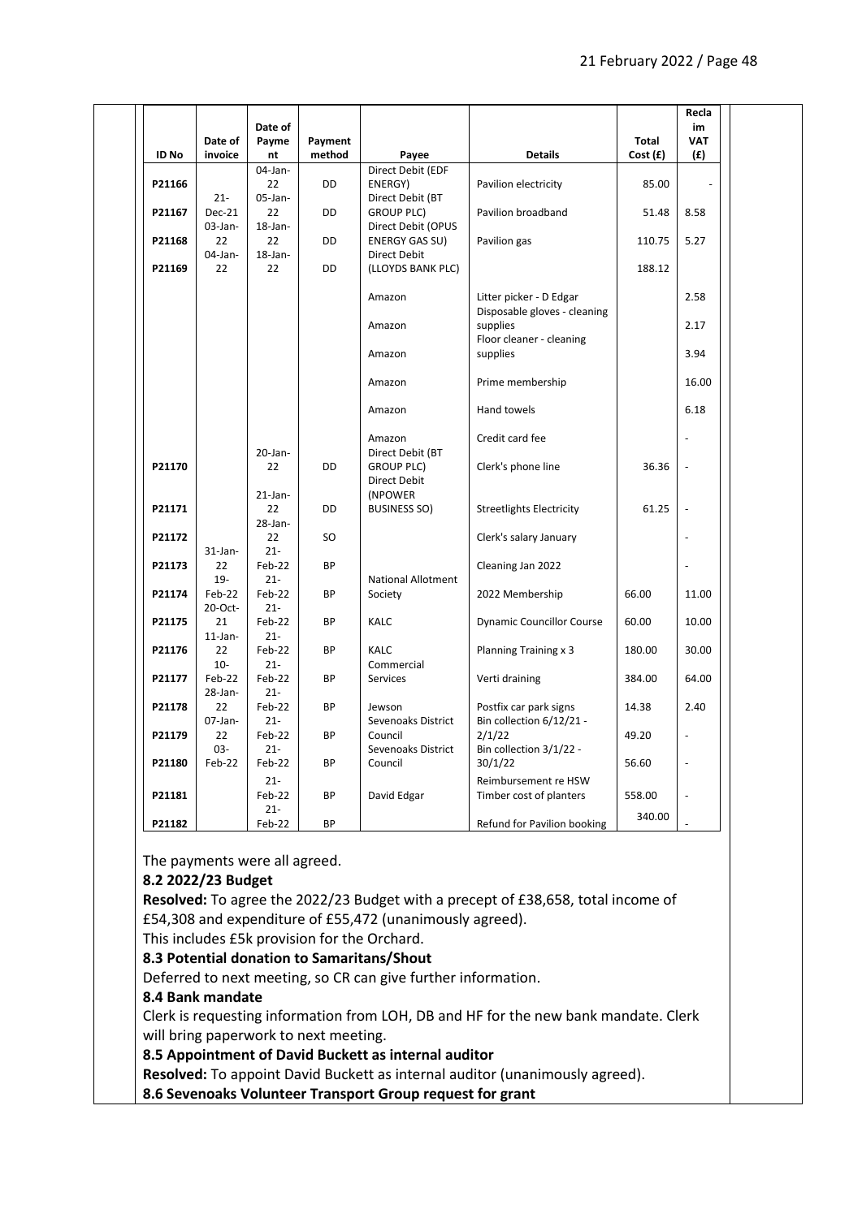| ID No | Date of invoice | Date of Payment | Payment method | Payee | Details | Total Cost (£) | Reclaim VAT (£) |
|---|---|---|---|---|---|---|---|
| P21166 | | 04-Jan-22 | DD | Direct Debit (EDF ENERGY) | Pavilion electricity | 85.00 | - |
| P21167 | 21-Dec-21 | 05-Jan-22 | DD | Direct Debit (BT GROUP PLC) | Pavilion broadband | 51.48 | 8.58 |
| P21168 | 03-Jan-22 | 18-Jan-22 | DD | Direct Debit (OPUS ENERGY GAS SU) | Pavilion gas | 110.75 | 5.27 |
| P21169 | 04-Jan-22 | 18-Jan-22 | DD | Direct Debit (LLOYDS BANK PLC) | | 188.12 | |
| | | | | Amazon | Litter picker - D Edgar | | 2.58 |
| | | | | Amazon | Disposable gloves - cleaning supplies | | 2.17 |
| | | | | Amazon | Floor cleaner - cleaning supplies | | 3.94 |
| | | | | Amazon | Prime membership | | 16.00 |
| | | | | Amazon | Hand towels | | 6.18 |
| | | | | Amazon | Credit card fee | | - |
| P21170 | | 20-Jan-22 | DD | Direct Debit (BT GROUP PLC) | Clerk's phone line | 36.36 | - |
| P21171 | | 21-Jan-22 | DD | Direct Debit (NPOWER BUSINESS SO) | Streetlights Electricity | 61.25 | - |
| P21172 | | 28-Jan-22 | SO | | Clerk's salary January | | - |
| P21173 | 31-Jan-22 | 21-Feb-22 | BP | | Cleaning Jan 2022 | | - |
| P21174 | 19-Feb-22 | 21-Feb-22 | BP | National Allotment Society | 2022 Membership | 66.00 | 11.00 |
| P21175 | 20-Oct-21 | 21-Feb-22 | BP | KALC | Dynamic Councillor Course | 60.00 | 10.00 |
| P21176 | 11-Jan-22 | 21-Feb-22 | BP | KALC | Planning Training x 3 | 180.00 | 30.00 |
| P21177 | 10-Feb-22 | 21-Feb-22 | BP | Commercial Services | Verti draining | 384.00 | 64.00 |
| P21178 | 28-Jan-22 | 21-Feb-22 | BP | Jewson | Postfix car park signs | 14.38 | 2.40 |
| P21179 | 07-Jan-22 | 21-Feb-22 | BP | Sevenoaks District Council | Bin collection 6/12/21 - 2/1/22 | 49.20 | - |
| P21180 | 03-Feb-22 | 21-Feb-22 | BP | Sevenoaks District Council | Bin collection 3/1/22 - 30/1/22 | 56.60 | - |
| P21181 | | 21-Feb-22 | BP | David Edgar | Reimbursement re HSW Timber cost of planters | 558.00 | - |
| P21182 | | 21-Feb-22 | BP | | Refund for Pavilion booking | 340.00 | - |

The payments were all agreed.

**8.2 2022/23 Budget**

**Resolved:** To agree the 2022/23 Budget with a precept of £38,658, total income of £54,308 and expenditure of £55,472 (unanimously agreed).

This includes £5k provision for the Orchard.

**8.3 Potential donation to Samaritans/Shout**

Deferred to next meeting, so CR can give further information.

**8.4 Bank mandate**

Clerk is requesting information from LOH, DB and HF for the new bank mandate. Clerk will bring paperwork to next meeting.

**8.5 Appointment of David Buckett as internal auditor**

**Resolved:** To appoint David Buckett as internal auditor (unanimously agreed).

**8.6 Sevenoaks Volunteer Transport Group request for grant**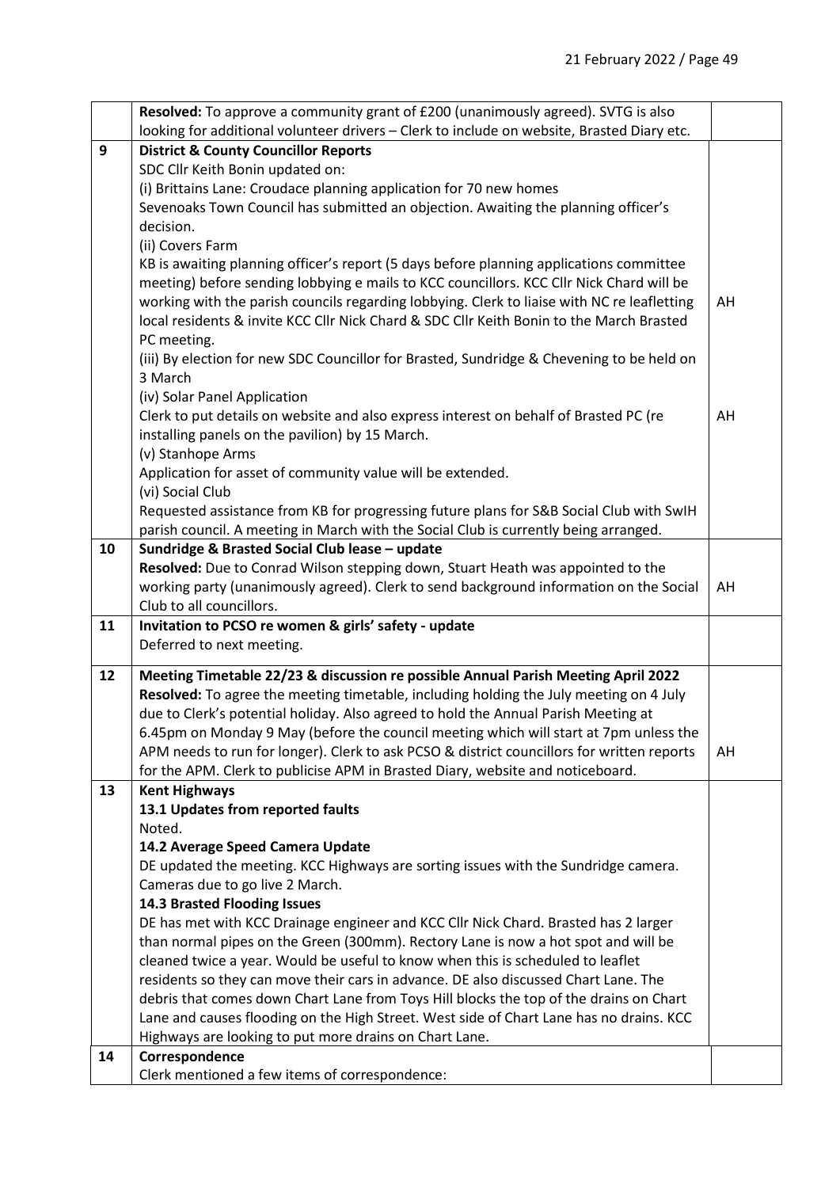| | | |
|---|---|---|
| | **Resolved:** To approve a community grant of £200 (unanimously agreed). SVTG is also looking for additional volunteer drivers – Clerk to include on website, Brasted Diary etc. | |
| **9** | **District & County Councillor Reports**<br>SDC Cllr Keith Bonin updated on:<br>(i) Brittains Lane: Croudace planning application for 70 new homes<br>Sevenoaks Town Council has submitted an objection. Awaiting the planning officer's decision.<br>(ii) Covers Farm<br>KB is awaiting planning officer's report (5 days before planning applications committee meeting) before sending lobbying e mails to KCC councillors. KCC Cllr Nick Chard will be working with the parish councils regarding lobbying. Clerk to liaise with NC re leafletting local residents & invite KCC Cllr Nick Chard & SDC Cllr Keith Bonin to the March Brasted PC meeting.<br>(iii) By election for new SDC Councillor for Brasted, Sundridge & Chevening to be held on 3 March<br>(iv) Solar Panel Application<br>Clerk to put details on website and also express interest on behalf of Brasted PC (re installing panels on the pavilion) by 15 March.<br>(v) Stanhope Arms<br>Application for asset of community value will be extended.<br>(vi) Social Club<br>Requested assistance from KB for progressing future plans for S&B Social Club with SwIH parish council. A meeting in March with the Social Club is currently being arranged. | AH<br><br>AH |
| **10** | **Sundridge & Brasted Social Club lease – update**<br>**Resolved:** Due to Conrad Wilson stepping down, Stuart Heath was appointed to the working party (unanimously agreed). Clerk to send background information on the Social Club to all councillors. | AH |
| **11** | **Invitation to PCSO re women & girls' safety - update**<br>Deferred to next meeting. | |
| **12** | **Meeting Timetable 22/23 & discussion re possible Annual Parish Meeting April 2022**<br>**Resolved:** To agree the meeting timetable, including holding the July meeting on 4 July due to Clerk's potential holiday. Also agreed to hold the Annual Parish Meeting at 6.45pm on Monday 9 May (before the council meeting which will start at 7pm unless the APM needs to run for longer). Clerk to ask PCSO & district councillors for written reports for the APM. Clerk to publicise APM in Brasted Diary, website and noticeboard. | AH |
| **13** | **Kent Highways**<br>**13.1 Updates from reported faults**<br>Noted.<br>**14.2 Average Speed Camera Update**<br>DE updated the meeting. KCC Highways are sorting issues with the Sundridge camera. Cameras due to go live 2 March.<br>**14.3 Brasted Flooding Issues**<br>DE has met with KCC Drainage engineer and KCC Cllr Nick Chard. Brasted has 2 larger than normal pipes on the Green (300mm). Rectory Lane is now a hot spot and will be cleaned twice a year. Would be useful to know when this is scheduled to leaflet residents so they can move their cars in advance. DE also discussed Chart Lane. The debris that comes down Chart Lane from Toys Hill blocks the top of the drains on Chart Lane and causes flooding on the High Street. West side of Chart Lane has no drains. KCC Highways are looking to put more drains on Chart Lane. | |
| **14** | **Correspondence**<br>Clerk mentioned a few items of correspondence: | |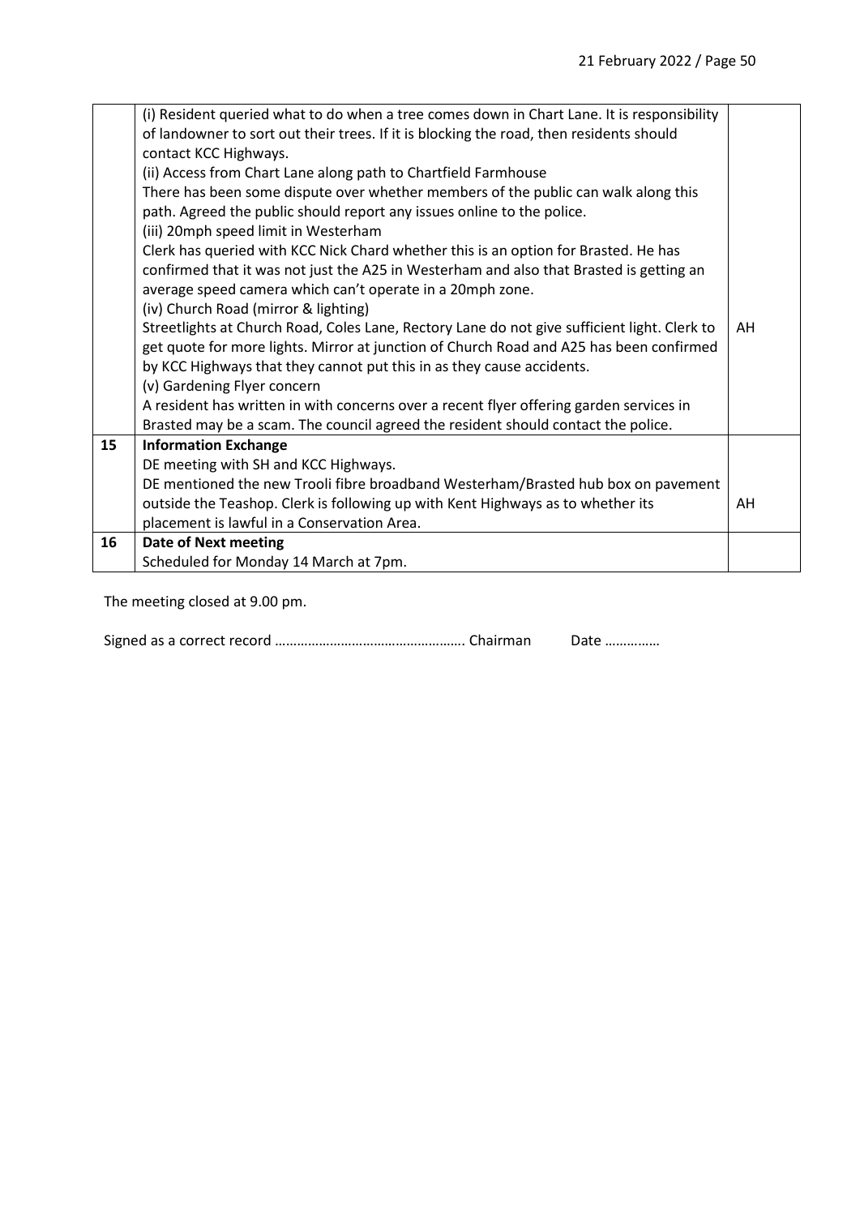| | | |
|---|---|---|
| | (i) Resident queried what to do when a tree comes down in Chart Lane. It is responsibility of landowner to sort out their trees. If it is blocking the road, then residents should contact KCC Highways.<br>(ii) Access from Chart Lane along path to Chartfield Farmhouse<br>There has been some dispute over whether members of the public can walk along this path. Agreed the public should report any issues online to the police.<br>(iii) 20mph speed limit in Westerham<br>Clerk has queried with KCC Nick Chard whether this is an option for Brasted. He has confirmed that it was not just the A25 in Westerham and also that Brasted is getting an average speed camera which can't operate in a 20mph zone.<br>(iv) Church Road (mirror & lighting)<br>Streetlights at Church Road, Coles Lane, Rectory Lane do not give sufficient light. Clerk to get quote for more lights. Mirror at junction of Church Road and A25 has been confirmed by KCC Highways that they cannot put this in as they cause accidents.<br>(v) Gardening Flyer concern<br>A resident has written in with concerns over a recent flyer offering garden services in Brasted may be a scam. The council agreed the resident should contact the police. | AH |
| **15** | **Information Exchange**<br>DE meeting with SH and KCC Highways.<br>DE mentioned the new Trooli fibre broadband Westerham/Brasted hub box on pavement outside the Teashop. Clerk is following up with Kent Highways as to whether its placement is lawful in a Conservation Area. | AH |
| **16** | **Date of Next meeting**<br>Scheduled for Monday 14 March at 7pm. | |

The meeting closed at 9.00 pm.

Signed as a correct record ………………………………………….. Chairman Date ……………